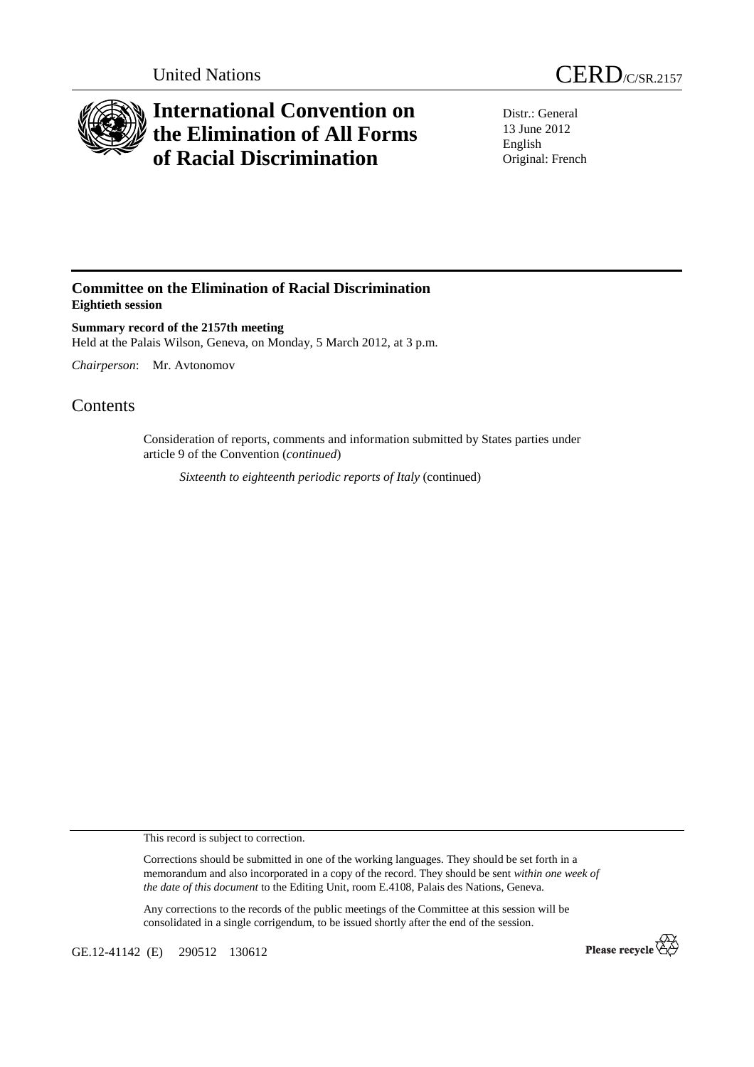United Nations

CERD/C/SR.2157

# International Convention on the Elimination of All Forms of Racial Discrimination

Distr.: General
13 June 2012
English
Original: French

## Committee on the Elimination of Racial Discrimination
**Eightieth session**

**Summary record of the 2157th meeting**
Held at the Palais Wilson, Geneva, on Monday, 5 March 2012, at 3 p.m.

*Chairperson*: Mr. Avtonomov

# Contents

Consideration of reports, comments and information submitted by States parties under article 9 of the Convention (*continued*)

*Sixteenth to eighteenth periodic reports of Italy* (continued)

This record is subject to correction.

Corrections should be submitted in one of the working languages. They should be set forth in a memorandum and also incorporated in a copy of the record. They should be sent *within one week of the date of this document* to the Editing Unit, room E.4108, Palais des Nations, Geneva.

Any corrections to the records of the public meetings of the Committee at this session will be consolidated in a single corrigendum, to be issued shortly after the end of the session.

GE.12-41142 (E) 290512 130612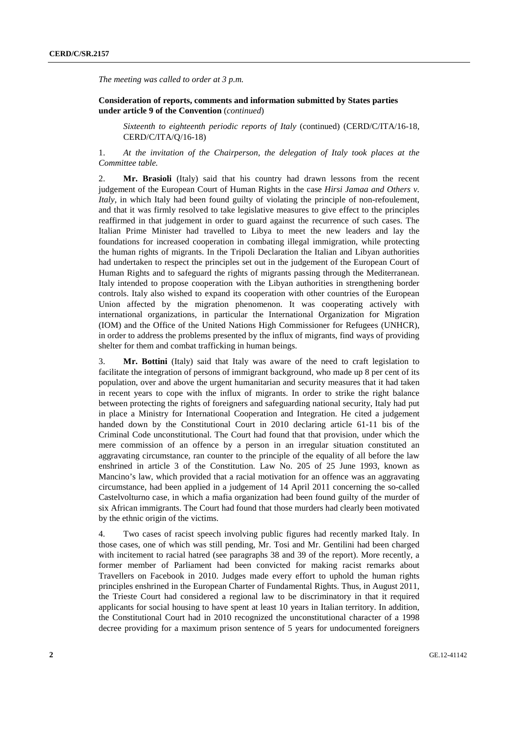*The meeting was called to order at 3 p.m.*

**Consideration of reports, comments and information submitted by States parties under article 9 of the Convention** (*continued*)

*Sixteenth to eighteenth periodic reports of Italy* (continued) (CERD/C/ITA/16-18, CERD/C/ITA/Q/16-18)

1. *At the invitation of the Chairperson, the delegation of Italy took places at the Committee table.*

2. **Mr. Brasioli** (Italy) said that his country had drawn lessons from the recent judgement of the European Court of Human Rights in the case *Hirsi Jamaa and Others v. Italy*, in which Italy had been found guilty of violating the principle of non-refoulement, and that it was firmly resolved to take legislative measures to give effect to the principles reaffirmed in that judgement in order to guard against the recurrence of such cases. The Italian Prime Minister had travelled to Libya to meet the new leaders and lay the foundations for increased cooperation in combating illegal immigration, while protecting the human rights of migrants. In the Tripoli Declaration the Italian and Libyan authorities had undertaken to respect the principles set out in the judgement of the European Court of Human Rights and to safeguard the rights of migrants passing through the Mediterranean. Italy intended to propose cooperation with the Libyan authorities in strengthening border controls. Italy also wished to expand its cooperation with other countries of the European Union affected by the migration phenomenon. It was cooperating actively with international organizations, in particular the International Organization for Migration (IOM) and the Office of the United Nations High Commissioner for Refugees (UNHCR), in order to address the problems presented by the influx of migrants, find ways of providing shelter for them and combat trafficking in human beings.

3. **Mr. Bottini** (Italy) said that Italy was aware of the need to craft legislation to facilitate the integration of persons of immigrant background, who made up 8 per cent of its population, over and above the urgent humanitarian and security measures that it had taken in recent years to cope with the influx of migrants. In order to strike the right balance between protecting the rights of foreigners and safeguarding national security, Italy had put in place a Ministry for International Cooperation and Integration. He cited a judgement handed down by the Constitutional Court in 2010 declaring article 61-11 bis of the Criminal Code unconstitutional. The Court had found that that provision, under which the mere commission of an offence by a person in an irregular situation constituted an aggravating circumstance, ran counter to the principle of the equality of all before the law enshrined in article 3 of the Constitution. Law No. 205 of 25 June 1993, known as Mancino's law, which provided that a racial motivation for an offence was an aggravating circumstance, had been applied in a judgement of 14 April 2011 concerning the so-called Castelvolturno case, in which a mafia organization had been found guilty of the murder of six African immigrants. The Court had found that those murders had clearly been motivated by the ethnic origin of the victims.

4. Two cases of racist speech involving public figures had recently marked Italy. In those cases, one of which was still pending, Mr. Tosi and Mr. Gentilini had been charged with incitement to racial hatred (see paragraphs 38 and 39 of the report). More recently, a former member of Parliament had been convicted for making racist remarks about Travellers on Facebook in 2010. Judges made every effort to uphold the human rights principles enshrined in the European Charter of Fundamental Rights. Thus, in August 2011, the Trieste Court had considered a regional law to be discriminatory in that it required applicants for social housing to have spent at least 10 years in Italian territory. In addition, the Constitutional Court had in 2010 recognized the unconstitutional character of a 1998 decree providing for a maximum prison sentence of 5 years for undocumented foreigners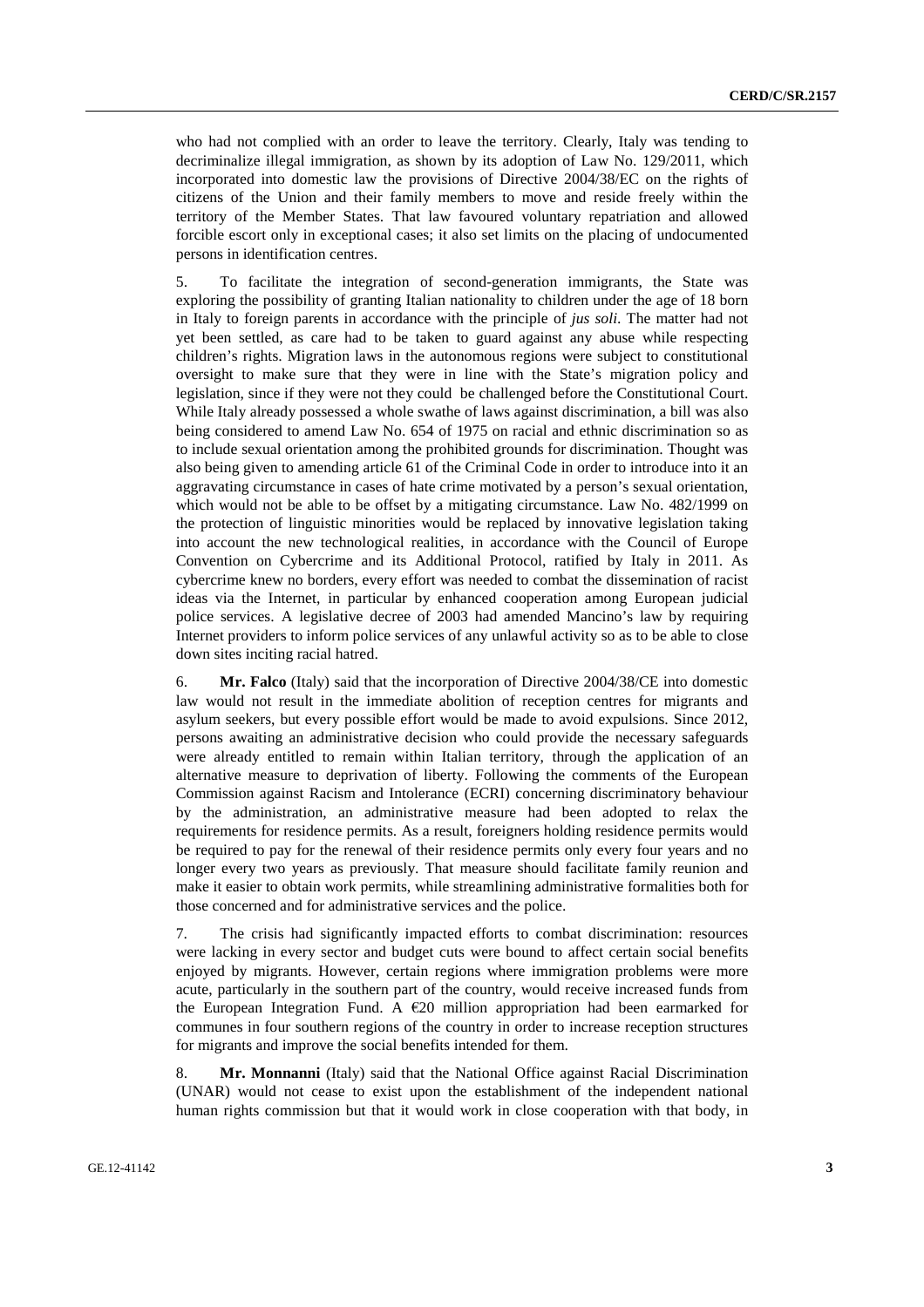who had not complied with an order to leave the territory. Clearly, Italy was tending to decriminalize illegal immigration, as shown by its adoption of Law No. 129/2011, which incorporated into domestic law the provisions of Directive 2004/38/EC on the rights of citizens of the Union and their family members to move and reside freely within the territory of the Member States. That law favoured voluntary repatriation and allowed forcible escort only in exceptional cases; it also set limits on the placing of undocumented persons in identification centres.

5. To facilitate the integration of second-generation immigrants, the State was exploring the possibility of granting Italian nationality to children under the age of 18 born in Italy to foreign parents in accordance with the principle of *jus soli*. The matter had not yet been settled, as care had to be taken to guard against any abuse while respecting children's rights. Migration laws in the autonomous regions were subject to constitutional oversight to make sure that they were in line with the State's migration policy and legislation, since if they were not they could be challenged before the Constitutional Court. While Italy already possessed a whole swathe of laws against discrimination, a bill was also being considered to amend Law No. 654 of 1975 on racial and ethnic discrimination so as to include sexual orientation among the prohibited grounds for discrimination. Thought was also being given to amending article 61 of the Criminal Code in order to introduce into it an aggravating circumstance in cases of hate crime motivated by a person's sexual orientation, which would not be able to be offset by a mitigating circumstance. Law No. 482/1999 on the protection of linguistic minorities would be replaced by innovative legislation taking into account the new technological realities, in accordance with the Council of Europe Convention on Cybercrime and its Additional Protocol, ratified by Italy in 2011. As cybercrime knew no borders, every effort was needed to combat the dissemination of racist ideas via the Internet, in particular by enhanced cooperation among European judicial police services. A legislative decree of 2003 had amended Mancino's law by requiring Internet providers to inform police services of any unlawful activity so as to be able to close down sites inciting racial hatred.

6. **Mr. Falco** (Italy) said that the incorporation of Directive 2004/38/CE into domestic law would not result in the immediate abolition of reception centres for migrants and asylum seekers, but every possible effort would be made to avoid expulsions. Since 2012, persons awaiting an administrative decision who could provide the necessary safeguards were already entitled to remain within Italian territory, through the application of an alternative measure to deprivation of liberty. Following the comments of the European Commission against Racism and Intolerance (ECRI) concerning discriminatory behaviour by the administration, an administrative measure had been adopted to relax the requirements for residence permits. As a result, foreigners holding residence permits would be required to pay for the renewal of their residence permits only every four years and no longer every two years as previously. That measure should facilitate family reunion and make it easier to obtain work permits, while streamlining administrative formalities both for those concerned and for administrative services and the police.

7. The crisis had significantly impacted efforts to combat discrimination: resources were lacking in every sector and budget cuts were bound to affect certain social benefits enjoyed by migrants. However, certain regions where immigration problems were more acute, particularly in the southern part of the country, would receive increased funds from the European Integration Fund. A €20 million appropriation had been earmarked for communes in four southern regions of the country in order to increase reception structures for migrants and improve the social benefits intended for them.

8. **Mr. Monnanni** (Italy) said that the National Office against Racial Discrimination (UNAR) would not cease to exist upon the establishment of the independent national human rights commission but that it would work in close cooperation with that body, in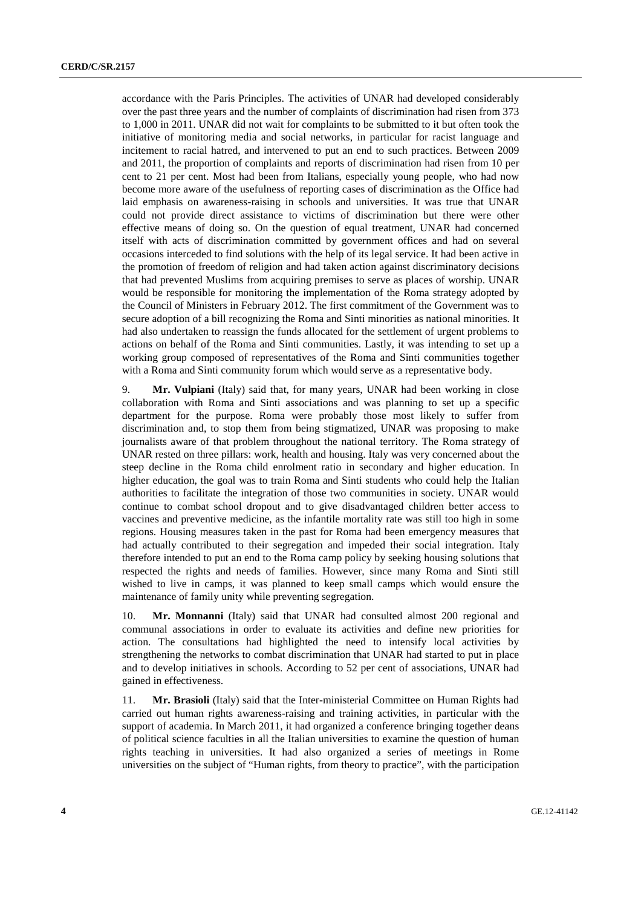accordance with the Paris Principles. The activities of UNAR had developed considerably over the past three years and the number of complaints of discrimination had risen from 373 to 1,000 in 2011. UNAR did not wait for complaints to be submitted to it but often took the initiative of monitoring media and social networks, in particular for racist language and incitement to racial hatred, and intervened to put an end to such practices. Between 2009 and 2011, the proportion of complaints and reports of discrimination had risen from 10 per cent to 21 per cent. Most had been from Italians, especially young people, who had now become more aware of the usefulness of reporting cases of discrimination as the Office had laid emphasis on awareness-raising in schools and universities. It was true that UNAR could not provide direct assistance to victims of discrimination but there were other effective means of doing so. On the question of equal treatment, UNAR had concerned itself with acts of discrimination committed by government offices and had on several occasions interceded to find solutions with the help of its legal service. It had been active in the promotion of freedom of religion and had taken action against discriminatory decisions that had prevented Muslims from acquiring premises to serve as places of worship. UNAR would be responsible for monitoring the implementation of the Roma strategy adopted by the Council of Ministers in February 2012. The first commitment of the Government was to secure adoption of a bill recognizing the Roma and Sinti minorities as national minorities. It had also undertaken to reassign the funds allocated for the settlement of urgent problems to actions on behalf of the Roma and Sinti communities. Lastly, it was intending to set up a working group composed of representatives of the Roma and Sinti communities together with a Roma and Sinti community forum which would serve as a representative body.

9. **Mr. Vulpiani** (Italy) said that, for many years, UNAR had been working in close collaboration with Roma and Sinti associations and was planning to set up a specific department for the purpose. Roma were probably those most likely to suffer from discrimination and, to stop them from being stigmatized, UNAR was proposing to make journalists aware of that problem throughout the national territory. The Roma strategy of UNAR rested on three pillars: work, health and housing. Italy was very concerned about the steep decline in the Roma child enrolment ratio in secondary and higher education. In higher education, the goal was to train Roma and Sinti students who could help the Italian authorities to facilitate the integration of those two communities in society. UNAR would continue to combat school dropout and to give disadvantaged children better access to vaccines and preventive medicine, as the infantile mortality rate was still too high in some regions. Housing measures taken in the past for Roma had been emergency measures that had actually contributed to their segregation and impeded their social integration. Italy therefore intended to put an end to the Roma camp policy by seeking housing solutions that respected the rights and needs of families. However, since many Roma and Sinti still wished to live in camps, it was planned to keep small camps which would ensure the maintenance of family unity while preventing segregation.

10. **Mr. Monnanni** (Italy) said that UNAR had consulted almost 200 regional and communal associations in order to evaluate its activities and define new priorities for action. The consultations had highlighted the need to intensify local activities by strengthening the networks to combat discrimination that UNAR had started to put in place and to develop initiatives in schools. According to 52 per cent of associations, UNAR had gained in effectiveness.

11. **Mr. Brasioli** (Italy) said that the Inter-ministerial Committee on Human Rights had carried out human rights awareness-raising and training activities, in particular with the support of academia. In March 2011, it had organized a conference bringing together deans of political science faculties in all the Italian universities to examine the question of human rights teaching in universities. It had also organized a series of meetings in Rome universities on the subject of "Human rights, from theory to practice", with the participation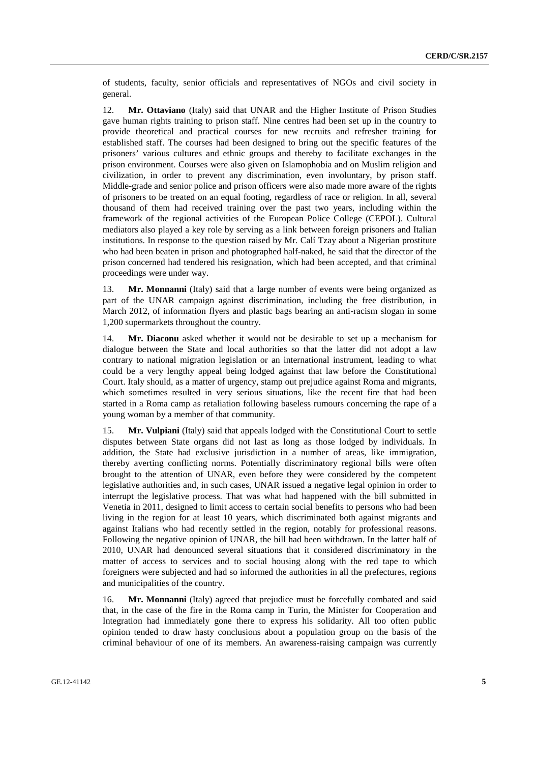of students, faculty, senior officials and representatives of NGOs and civil society in general.

12. **Mr. Ottaviano** (Italy) said that UNAR and the Higher Institute of Prison Studies gave human rights training to prison staff. Nine centres had been set up in the country to provide theoretical and practical courses for new recruits and refresher training for established staff. The courses had been designed to bring out the specific features of the prisoners' various cultures and ethnic groups and thereby to facilitate exchanges in the prison environment. Courses were also given on Islamophobia and on Muslim religion and civilization, in order to prevent any discrimination, even involuntary, by prison staff. Middle-grade and senior police and prison officers were also made more aware of the rights of prisoners to be treated on an equal footing, regardless of race or religion. In all, several thousand of them had received training over the past two years, including within the framework of the regional activities of the European Police College (CEPOL). Cultural mediators also played a key role by serving as a link between foreign prisoners and Italian institutions. In response to the question raised by Mr. Calí Tzay about a Nigerian prostitute who had been beaten in prison and photographed half-naked, he said that the director of the prison concerned had tendered his resignation, which had been accepted, and that criminal proceedings were under way.

13. **Mr. Monnanni** (Italy) said that a large number of events were being organized as part of the UNAR campaign against discrimination, including the free distribution, in March 2012, of information flyers and plastic bags bearing an anti-racism slogan in some 1,200 supermarkets throughout the country.

14. **Mr. Diaconu** asked whether it would not be desirable to set up a mechanism for dialogue between the State and local authorities so that the latter did not adopt a law contrary to national migration legislation or an international instrument, leading to what could be a very lengthy appeal being lodged against that law before the Constitutional Court. Italy should, as a matter of urgency, stamp out prejudice against Roma and migrants, which sometimes resulted in very serious situations, like the recent fire that had been started in a Roma camp as retaliation following baseless rumours concerning the rape of a young woman by a member of that community.

15. **Mr. Vulpiani** (Italy) said that appeals lodged with the Constitutional Court to settle disputes between State organs did not last as long as those lodged by individuals. In addition, the State had exclusive jurisdiction in a number of areas, like immigration, thereby averting conflicting norms. Potentially discriminatory regional bills were often brought to the attention of UNAR, even before they were considered by the competent legislative authorities and, in such cases, UNAR issued a negative legal opinion in order to interrupt the legislative process. That was what had happened with the bill submitted in Venetia in 2011, designed to limit access to certain social benefits to persons who had been living in the region for at least 10 years, which discriminated both against migrants and against Italians who had recently settled in the region, notably for professional reasons. Following the negative opinion of UNAR, the bill had been withdrawn. In the latter half of 2010, UNAR had denounced several situations that it considered discriminatory in the matter of access to services and to social housing along with the red tape to which foreigners were subjected and had so informed the authorities in all the prefectures, regions and municipalities of the country.

16. **Mr. Monnanni** (Italy) agreed that prejudice must be forcefully combated and said that, in the case of the fire in the Roma camp in Turin, the Minister for Cooperation and Integration had immediately gone there to express his solidarity. All too often public opinion tended to draw hasty conclusions about a population group on the basis of the criminal behaviour of one of its members. An awareness-raising campaign was currently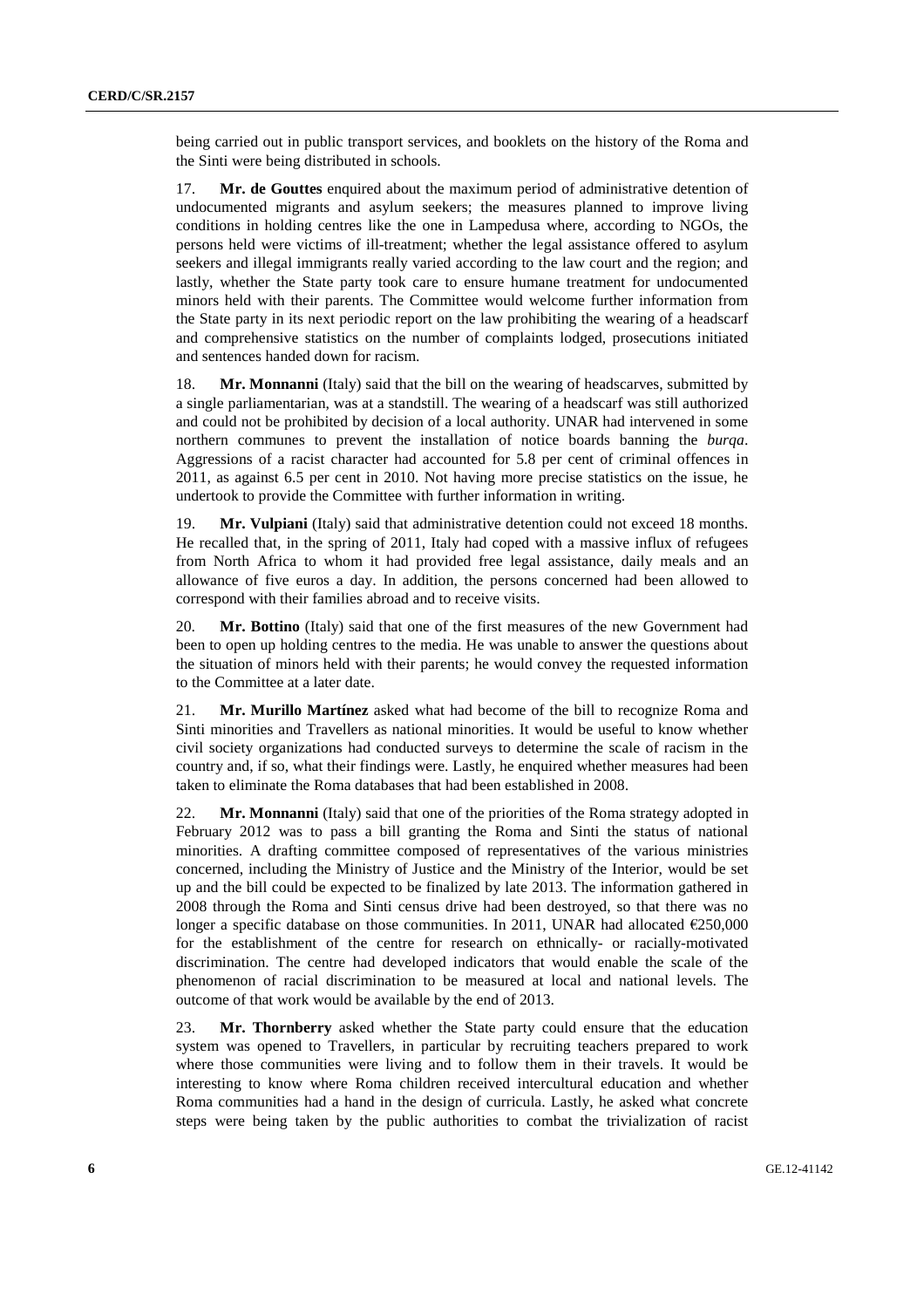being carried out in public transport services, and booklets on the history of the Roma and the Sinti were being distributed in schools.

17. **Mr. de Gouttes** enquired about the maximum period of administrative detention of undocumented migrants and asylum seekers; the measures planned to improve living conditions in holding centres like the one in Lampedusa where, according to NGOs, the persons held were victims of ill-treatment; whether the legal assistance offered to asylum seekers and illegal immigrants really varied according to the law court and the region; and lastly, whether the State party took care to ensure humane treatment for undocumented minors held with their parents. The Committee would welcome further information from the State party in its next periodic report on the law prohibiting the wearing of a headscarf and comprehensive statistics on the number of complaints lodged, prosecutions initiated and sentences handed down for racism.

18. **Mr. Monnanni** (Italy) said that the bill on the wearing of headscarves, submitted by a single parliamentarian, was at a standstill. The wearing of a headscarf was still authorized and could not be prohibited by decision of a local authority. UNAR had intervened in some northern communes to prevent the installation of notice boards banning the *burqa*. Aggressions of a racist character had accounted for 5.8 per cent of criminal offences in 2011, as against 6.5 per cent in 2010. Not having more precise statistics on the issue, he undertook to provide the Committee with further information in writing.

19. **Mr. Vulpiani** (Italy) said that administrative detention could not exceed 18 months. He recalled that, in the spring of 2011, Italy had coped with a massive influx of refugees from North Africa to whom it had provided free legal assistance, daily meals and an allowance of five euros a day. In addition, the persons concerned had been allowed to correspond with their families abroad and to receive visits.

20. **Mr. Bottino** (Italy) said that one of the first measures of the new Government had been to open up holding centres to the media. He was unable to answer the questions about the situation of minors held with their parents; he would convey the requested information to the Committee at a later date.

21. **Mr. Murillo Martínez** asked what had become of the bill to recognize Roma and Sinti minorities and Travellers as national minorities. It would be useful to know whether civil society organizations had conducted surveys to determine the scale of racism in the country and, if so, what their findings were. Lastly, he enquired whether measures had been taken to eliminate the Roma databases that had been established in 2008.

22. **Mr. Monnanni** (Italy) said that one of the priorities of the Roma strategy adopted in February 2012 was to pass a bill granting the Roma and Sinti the status of national minorities. A drafting committee composed of representatives of the various ministries concerned, including the Ministry of Justice and the Ministry of the Interior, would be set up and the bill could be expected to be finalized by late 2013. The information gathered in 2008 through the Roma and Sinti census drive had been destroyed, so that there was no longer a specific database on those communities. In 2011, UNAR had allocated €250,000 for the establishment of the centre for research on ethnically- or racially-motivated discrimination. The centre had developed indicators that would enable the scale of the phenomenon of racial discrimination to be measured at local and national levels. The outcome of that work would be available by the end of 2013.

23. **Mr. Thornberry** asked whether the State party could ensure that the education system was opened to Travellers, in particular by recruiting teachers prepared to work where those communities were living and to follow them in their travels. It would be interesting to know where Roma children received intercultural education and whether Roma communities had a hand in the design of curricula. Lastly, he asked what concrete steps were being taken by the public authorities to combat the trivialization of racist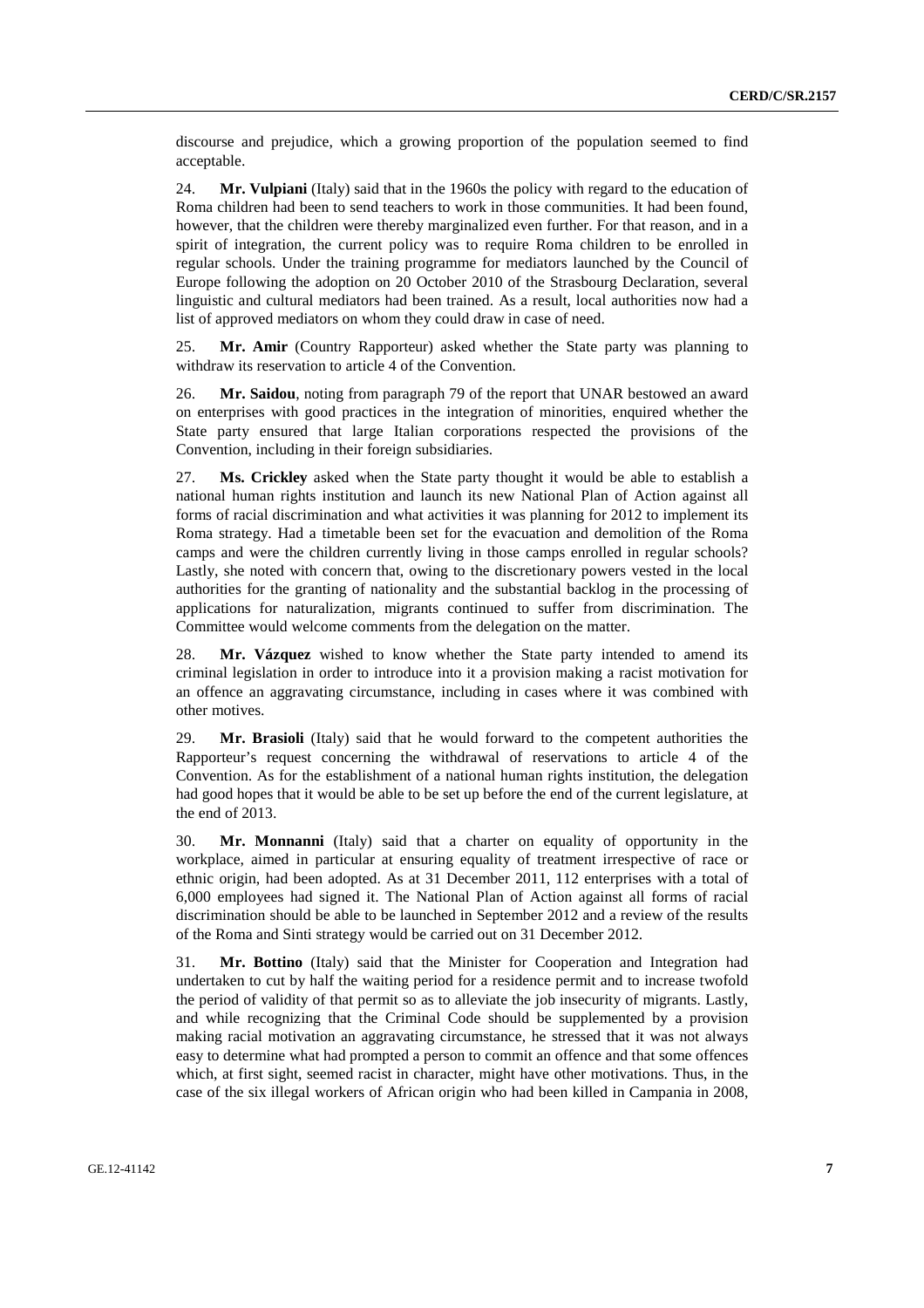discourse and prejudice, which a growing proportion of the population seemed to find acceptable.

24. **Mr. Vulpiani** (Italy) said that in the 1960s the policy with regard to the education of Roma children had been to send teachers to work in those communities. It had been found, however, that the children were thereby marginalized even further. For that reason, and in a spirit of integration, the current policy was to require Roma children to be enrolled in regular schools. Under the training programme for mediators launched by the Council of Europe following the adoption on 20 October 2010 of the Strasbourg Declaration, several linguistic and cultural mediators had been trained. As a result, local authorities now had a list of approved mediators on whom they could draw in case of need.

25. **Mr. Amir** (Country Rapporteur) asked whether the State party was planning to withdraw its reservation to article 4 of the Convention.

26. **Mr. Saidou**, noting from paragraph 79 of the report that UNAR bestowed an award on enterprises with good practices in the integration of minorities, enquired whether the State party ensured that large Italian corporations respected the provisions of the Convention, including in their foreign subsidiaries.

27. **Ms. Crickley** asked when the State party thought it would be able to establish a national human rights institution and launch its new National Plan of Action against all forms of racial discrimination and what activities it was planning for 2012 to implement its Roma strategy. Had a timetable been set for the evacuation and demolition of the Roma camps and were the children currently living in those camps enrolled in regular schools? Lastly, she noted with concern that, owing to the discretionary powers vested in the local authorities for the granting of nationality and the substantial backlog in the processing of applications for naturalization, migrants continued to suffer from discrimination. The Committee would welcome comments from the delegation on the matter.

28. **Mr. Vázquez** wished to know whether the State party intended to amend its criminal legislation in order to introduce into it a provision making a racist motivation for an offence an aggravating circumstance, including in cases where it was combined with other motives.

29. **Mr. Brasioli** (Italy) said that he would forward to the competent authorities the Rapporteur's request concerning the withdrawal of reservations to article 4 of the Convention. As for the establishment of a national human rights institution, the delegation had good hopes that it would be able to be set up before the end of the current legislature, at the end of 2013.

30. **Mr. Monnanni** (Italy) said that a charter on equality of opportunity in the workplace, aimed in particular at ensuring equality of treatment irrespective of race or ethnic origin, had been adopted. As at 31 December 2011, 112 enterprises with a total of 6,000 employees had signed it. The National Plan of Action against all forms of racial discrimination should be able to be launched in September 2012 and a review of the results of the Roma and Sinti strategy would be carried out on 31 December 2012.

31. **Mr. Bottino** (Italy) said that the Minister for Cooperation and Integration had undertaken to cut by half the waiting period for a residence permit and to increase twofold the period of validity of that permit so as to alleviate the job insecurity of migrants. Lastly, and while recognizing that the Criminal Code should be supplemented by a provision making racial motivation an aggravating circumstance, he stressed that it was not always easy to determine what had prompted a person to commit an offence and that some offences which, at first sight, seemed racist in character, might have other motivations. Thus, in the case of the six illegal workers of African origin who had been killed in Campania in 2008,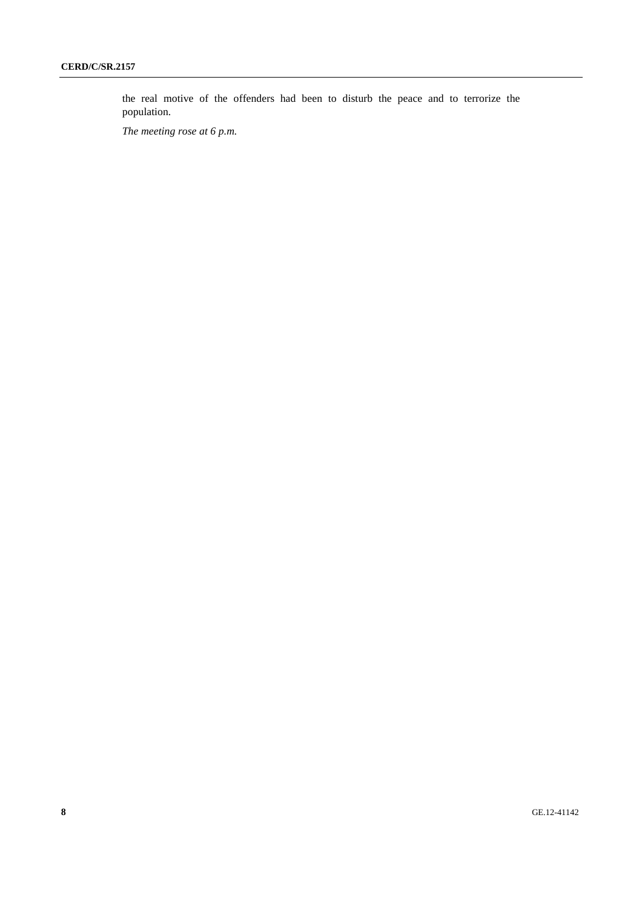the real motive of the offenders had been to disturb the peace and to terrorize the population.

*The meeting rose at 6 p.m.*